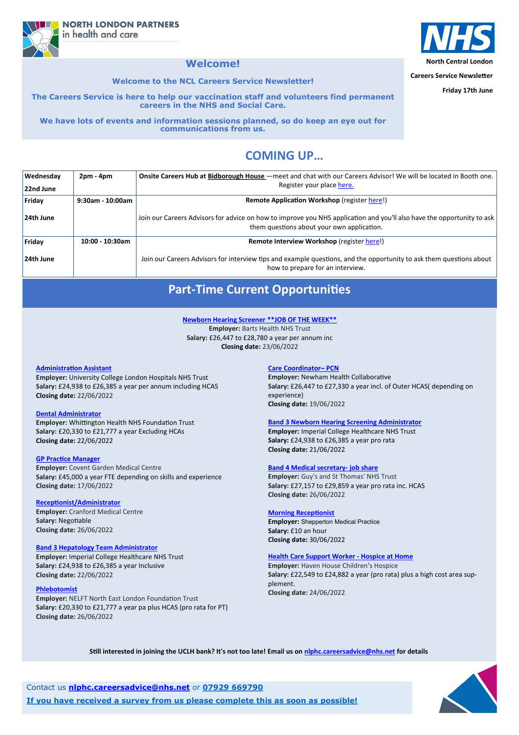NORTH LONDON PARTNERS in health and care

NHS
North Central London

Careers Service Newsletter

Friday 17th June

# Welcome!

**Welcome to the NCL Careers Service Newsletter!**

**The Careers Service is here to help our vaccination staff and volunteers find permanent careers in the NHS and Social Care.**

**We have lots of events and information sessions planned, so do keep an eye out for communications from us.**

## COMING UP…

| Wednesday 22nd June | 2pm - 4pm | **Onsite Careers Hub at Bidborough House** —meet and chat with our Careers Advisor! We will be located in Booth one. Register your place here. |
|---|---|---|
| Friday 24th June | 9:30am - 10:00am | **Remote Application Workshop** (register here!) Join our Careers Advisors for advice on how to improve you NHS application and you'll also have the opportunity to ask them questions about your own application. |
| Friday 24th June | 10:00 - 10:30am | **Remote Interview Workshop** (register here!) Join our Careers Advisors for interview tips and example questions, and the opportunity to ask them questions about how to prepare for an interview. |

## Part-Time Current Opportunities

**Newborn Hearing Screener **JOB OF THE WEEK****
**Employer:** Barts Health NHS Trust
**Salary:** £26,447 to £28,780 a year per annum inc
**Closing date:** 23/06/2022

**Administration Assistant**
**Employer:** University College London Hospitals NHS Trust
**Salary:** £24,938 to £26,385 a year per annum including HCAS
**Closing date:** 22/06/2022

**Dental Administrator**
**Employer:** Whittington Health NHS Foundation Trust
**Salary:** £20,330 to £21,777 a year Excluding HCAs
**Closing date:** 22/06/2022

**GP Practice Manager**
**Employer:** Covent Garden Medical Centre
**Salary:** £45,000 a year FTE depending on skills and experience
**Closing date:** 17/06/2022

**Receptionist/Administrator**
**Employer:** Cranford Medical Centre
**Salary:** Negotiable
**Closing date:** 26/06/2022

**Band 3 Hepatology Team Administrator**
**Employer:** Imperial College Healthcare NHS Trust
**Salary:** £24,938 to £26,385 a year Inclusive
**Closing date:** 22/06/2022

**Phlebotomist**
**Employer:** NELFT North East London Foundation Trust
**Salary:** £20,330 to £21,777 a year pa plus HCAS (pro rata for PT)
**Closing date:** 26/06/2022

**Care Coordinator– PCN**
**Employer:** Newham Health Collaborative
**Salary:** £26,447 to £27,330 a year incl. of Outer HCAS( depending on experience)
**Closing date:** 19/06/2022

**Band 3 Newborn Hearing Screening Administrator**
**Employer:** Imperial College Healthcare NHS Trust
**Salary:** £24,938 to £26,385 a year pro rata
**Closing date:** 21/06/2022

**Band 4 Medical secretary- job share**
**Employer:** Guy's and St Thomas' NHS Trust
**Salary:** £27,157 to £29,859 a year pro rata inc. HCAS
**Closing date:** 26/06/2022

**Morning Receptionist**
**Employer:** Shepperton Medical Practice
**Salary:** £10 an hour
**Closing date:** 30/06/2022

**Health Care Support Worker - Hospice at Home**
**Employer:** Haven House Children's Hospice
**Salary:** £22,549 to £24,882 a year (pro rata) plus a high cost area supplement.
**Closing date:** 24/06/2022

**Still interested in joining the UCLH bank? It's not too late! Email us on nlphc.careersadvice@nhs.net for details**

Contact us **nlphc.careersadvice@nhs.net** or **07929 669790**

**If you have received a survey from us please complete this as soon as possible!**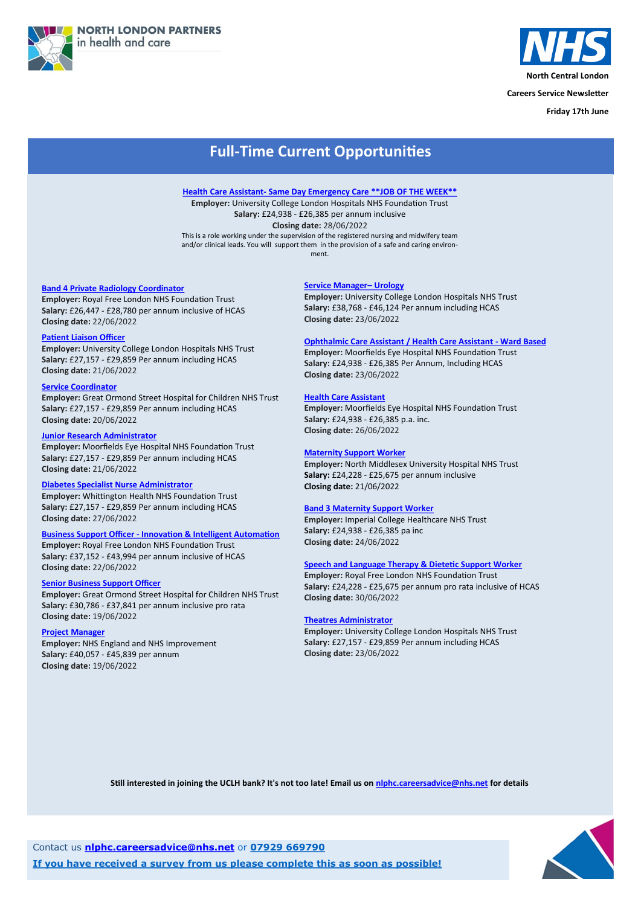NORTH LONDON PARTNERS in health and care

**North Central London**

**Careers Service Newsletter**

**Friday 17th June**

# Full-Time Current Opportunities

**Health Care Assistant- Same Day Emergency Care \*\*JOB OF THE WEEK\*\***
**Employer:** University College London Hospitals NHS Foundation Trust
**Salary:** £24,938 - £26,385 per annum inclusive
**Closing date:** 28/06/2022
This is a role working under the supervision of the registered nursing and midwifery team and/or clinical leads. You will support them in the provision of a safe and caring environment.

**Band 4 Private Radiology Coordinator**
**Employer:** Royal Free London NHS Foundation Trust
**Salary:** £26,447 - £28,780 per annum inclusive of HCAS
**Closing date:** 22/06/2022

**Patient Liaison Officer**
**Employer:** University College London Hospitals NHS Trust
**Salary:** £27,157 - £29,859 Per annum including HCAS
**Closing date:** 21/06/2022

**Service Coordinator**
**Employer:** Great Ormond Street Hospital for Children NHS Trust
**Salary:** £27,157 - £29,859 Per annum including HCAS
**Closing date:** 20/06/2022

**Junior Research Administrator**
**Employer:** Moorfields Eye Hospital NHS Foundation Trust
**Salary:** £27,157 - £29,859 Per annum including HCAS
**Closing date:** 21/06/2022

**Diabetes Specialist Nurse Administrator**
**Employer:** Whittington Health NHS Foundation Trust
**Salary:** £27,157 - £29,859 Per annum including HCAS
**Closing date:** 27/06/2022

**Business Support Officer - Innovation & Intelligent Automation**
**Employer:** Royal Free London NHS Foundation Trust
**Salary:** £37,152 - £43,994 per annum inclusive of HCAS
**Closing date:** 22/06/2022

**Senior Business Support Officer**
**Employer:** Great Ormond Street Hospital for Children NHS Trust
**Salary:** £30,786 - £37,841 per annum inclusive pro rata
**Closing date:** 19/06/2022

**Project Manager**
**Employer:** NHS England and NHS Improvement
**Salary:** £40,057 - £45,839 per annum
**Closing date:** 19/06/2022

**Service Manager– Urology**
**Employer:** University College London Hospitals NHS Trust
**Salary:** £38,768 - £46,124 Per annum including HCAS
**Closing date:** 23/06/2022

**Ophthalmic Care Assistant / Health Care Assistant - Ward Based**
**Employer:** Moorfields Eye Hospital NHS Foundation Trust
**Salary:** £24,938 - £26,385 Per Annum, Including HCAS
**Closing date:** 23/06/2022

**Health Care Assistant**
**Employer:** Moorfields Eye Hospital NHS Foundation Trust
**Salary:** £24,938 - £26,385 p.a. inc.
**Closing date:** 26/06/2022

**Maternity Support Worker**
**Employer:** North Middlesex University Hospital NHS Trust
**Salary:** £24,228 - £25,675 per annum inclusive
**Closing date:** 21/06/2022

**Band 3 Maternity Support Worker**
**Employer:** Imperial College Healthcare NHS Trust
**Salary:** £24,938 - £26,385 pa inc
**Closing date:** 24/06/2022

**Speech and Language Therapy & Dietetic Support Worker**
**Employer:** Royal Free London NHS Foundation Trust
**Salary:** £24,228 - £25,675 per annum pro rata inclusive of HCAS
**Closing date:** 30/06/2022

**Theatres Administrator**
**Employer:** University College London Hospitals NHS Trust
**Salary:** £27,157 - £29,859 Per annum including HCAS
**Closing date:** 23/06/2022

**Still interested in joining the UCLH bank? It's not too late! Email us on nlphc.careersadvice@nhs.net for details**

Contact us **nlphc.careersadvice@nhs.net** or **07929 669790**

**If you have received a survey from us please complete this as soon as possible!**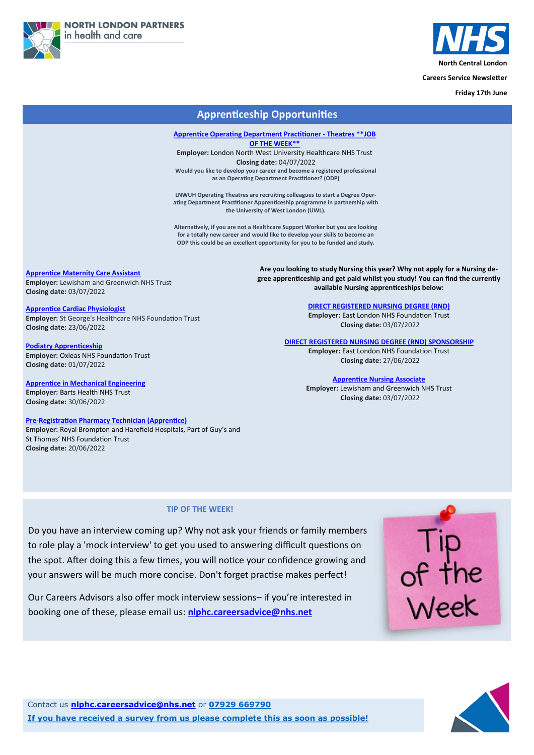North Central London

Careers Service Newsletter

Friday 17th June

## Apprenticeship Opportunities

**Apprentice Operating Department Practitioner - Theatres **JOB OF THE WEEK****

**Employer:** London North West University Healthcare NHS Trust

**Closing date:** 04/07/2022

**Would you like to develop your career and become a registered professional as an Operating Department Practitioner? (ODP)**

**LNWUH Operating Theatres are recruiting colleagues to start a Degree Operating Department Practitioner Apprenticeship programme in partnership with the University of West London (UWL).**

**Alternatively, if you are not a Healthcare Support Worker but you are looking for a totally new career and would like to develop your skills to become an ODP this could be an excellent opportunity for you to be funded and study.**

**Apprentice Maternity Care Assistant**
**Employer:** Lewisham and Greenwich NHS Trust
**Closing date:** 03/07/2022

**Apprentice Cardiac Physiologist**
**Employer:** St George's Healthcare NHS Foundation Trust
**Closing date:** 23/06/2022

**Podiatry Apprenticeship**
**Employer:** Oxleas NHS Foundation Trust
**Closing date:** 01/07/2022

**Apprentice in Mechanical Engineering**
**Employer:** Barts Health NHS Trust
**Closing date:** 30/06/2022

**Pre-Registration Pharmacy Technician (Apprentice)**
**Employer:** Royal Brompton and Harefield Hospitals, Part of Guy's and St Thomas' NHS Foundation Trust
**Closing date:** 20/06/2022

**Are you looking to study Nursing this year? Why not apply for a Nursing degree apprenticeship and get paid whilst you study! You can find the currently available Nursing apprenticeships below:**

**DIRECT REGISTERED NURSING DEGREE (RND)**
**Employer:** East London NHS Foundation Trust
**Closing date:** 03/07/2022

**DIRECT REGISTERED NURSING DEGREE (RND) SPONSORSHIP**
**Employer:** East London NHS Foundation Trust
**Closing date:** 27/06/2022

**Apprentice Nursing Associate**
**Employer:** Lewisham and Greenwich NHS Trust
**Closing date:** 03/07/2022

### TIP OF THE WEEK!

Do you have an interview coming up? Why not ask your friends or family members to role play a 'mock interview' to get you used to answering difficult questions on the spot. After doing this a few times, you will notice your confidence growing and your answers will be much more concise. Don't forget practise makes perfect!

Our Careers Advisors also offer mock interview sessions– if you're interested in booking one of these, please email us: **nlphc.careersadvice@nhs.net**

Contact us **nlphc.careersadvice@nhs.net** or **07929 669790**

**If you have received a survey from us please complete this as soon as possible!**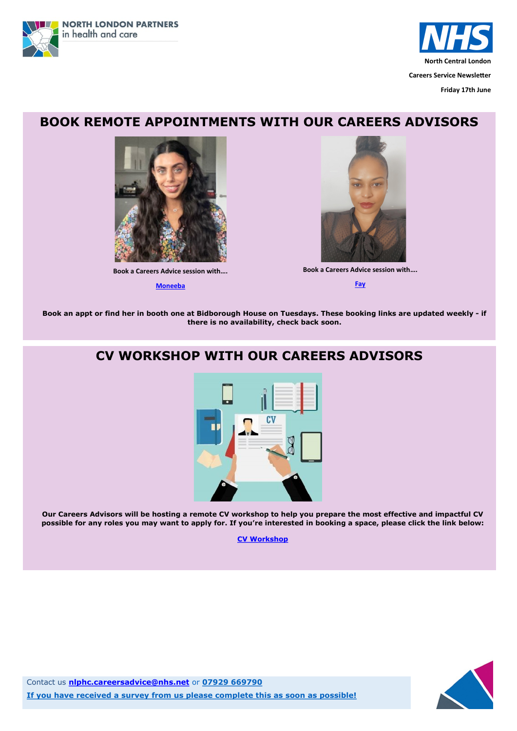NORTH LONDON PARTNERS in health and care

NHS North Central London

Careers Service Newsletter

Friday 17th June

## BOOK REMOTE APPOINTMENTS WITH OUR CAREERS ADVISORS

Book a Careers Advice session with….

Moneeba

Book a Careers Advice session with….

Fay

**Book an appt or find her in booth one at Bidborough House on Tuesdays. These booking links are updated weekly - if there is no availability, check back soon.**

## CV WORKSHOP WITH OUR CAREERS ADVISORS

**Our Careers Advisors will be hosting a remote CV workshop to help you prepare the most effective and impactful CV possible for any roles you may want to apply for. If you're interested in booking a space, please click the link below:**

**CV Workshop**

Contact us **nlphc.careersadvice@nhs.net** or **07929 669790**

**If you have received a survey from us please complete this as soon as possible!**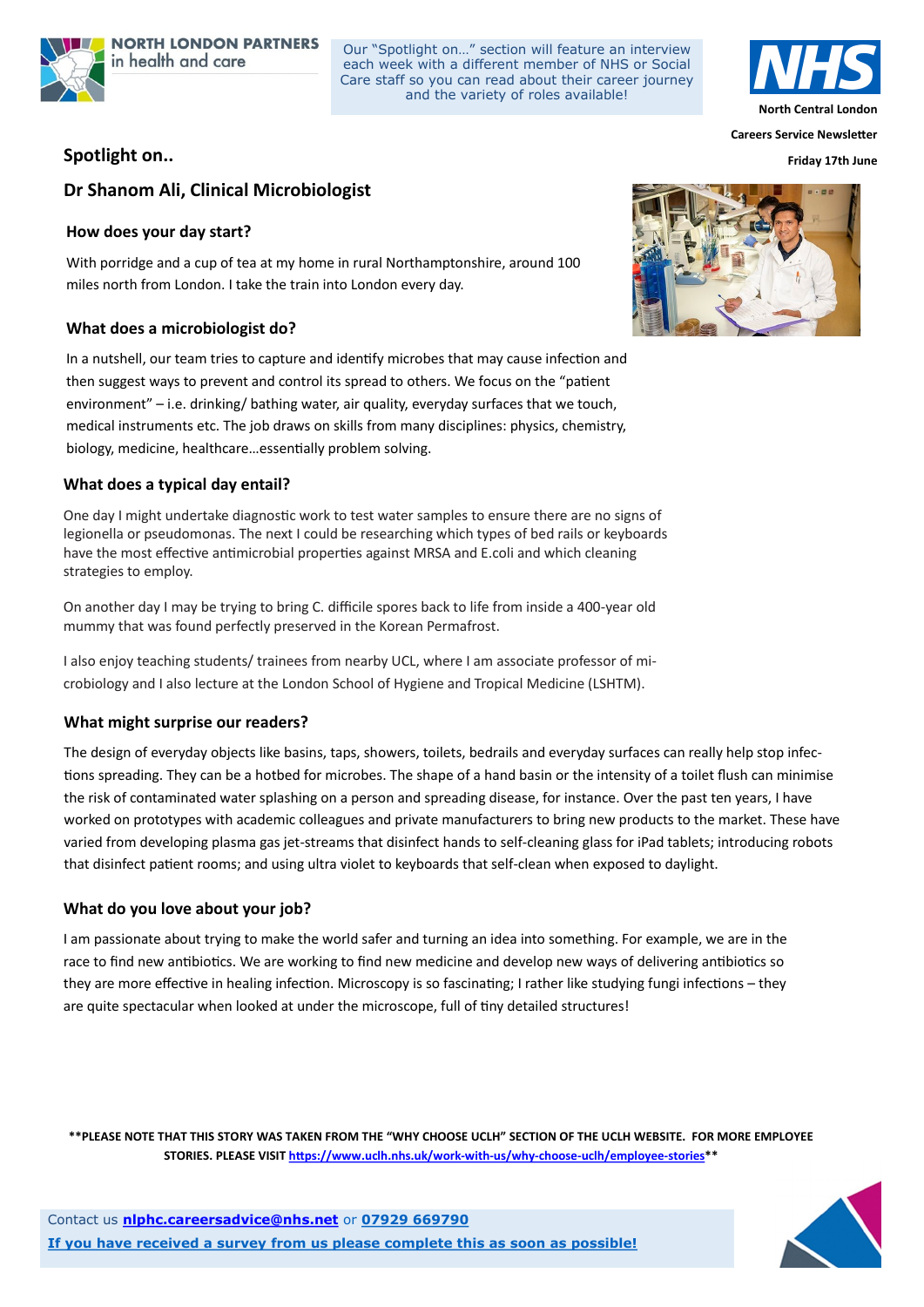NORTH LONDON PARTNERS in health and care

Our "Spotlight on…" section will feature an interview each week with a different member of NHS or Social Care staff so you can read about their career journey and the variety of roles available!

NHS North Central London

Careers Service Newsletter

Friday 17th June

## Spotlight on..

## Dr Shanom Ali, Clinical Microbiologist

### How does your day start?

With porridge and a cup of tea at my home in rural Northamptonshire, around 100 miles north from London. I take the train into London every day.

### What does a microbiologist do?

In a nutshell, our team tries to capture and identify microbes that may cause infection and then suggest ways to prevent and control its spread to others. We focus on the "patient environment" – i.e. drinking/ bathing water, air quality, everyday surfaces that we touch, medical instruments etc. The job draws on skills from many disciplines: physics, chemistry, biology, medicine, healthcare…essentially problem solving.

### What does a typical day entail?

One day I might undertake diagnostic work to test water samples to ensure there are no signs of legionella or pseudomonas. The next I could be researching which types of bed rails or keyboards have the most effective antimicrobial properties against MRSA and E.coli and which cleaning strategies to employ.

On another day I may be trying to bring C. difficile spores back to life from inside a 400-year old mummy that was found perfectly preserved in the Korean Permafrost.

I also enjoy teaching students/ trainees from nearby UCL, where I am associate professor of microbiology and I also lecture at the London School of Hygiene and Tropical Medicine (LSHTM).

### What might surprise our readers?

The design of everyday objects like basins, taps, showers, toilets, bedrails and everyday surfaces can really help stop infections spreading. They can be a hotbed for microbes. The shape of a hand basin or the intensity of a toilet flush can minimise the risk of contaminated water splashing on a person and spreading disease, for instance. Over the past ten years, I have worked on prototypes with academic colleagues and private manufacturers to bring new products to the market. These have varied from developing plasma gas jet-streams that disinfect hands to self-cleaning glass for iPad tablets; introducing robots that disinfect patient rooms; and using ultra violet to keyboards that self-clean when exposed to daylight.

### What do you love about your job?

I am passionate about trying to make the world safer and turning an idea into something. For example, we are in the race to find new antibiotics. We are working to find new medicine and develop new ways of delivering antibiotics so they are more effective in healing infection. Microscopy is so fascinating; I rather like studying fungi infections – they are quite spectacular when looked at under the microscope, full of tiny detailed structures!

**\*\*PLEASE NOTE THAT THIS STORY WAS TAKEN FROM THE "WHY CHOOSE UCLH" SECTION OF THE UCLH WEBSITE. FOR MORE EMPLOYEE STORIES. PLEASE VISIT https://www.uclh.nhs.uk/work-with-us/why-choose-uclh/employee-stories\*\***

Contact us **nlphc.careersadvice@nhs.net** or **07929 669790**

**If you have received a survey from us please complete this as soon as possible!**